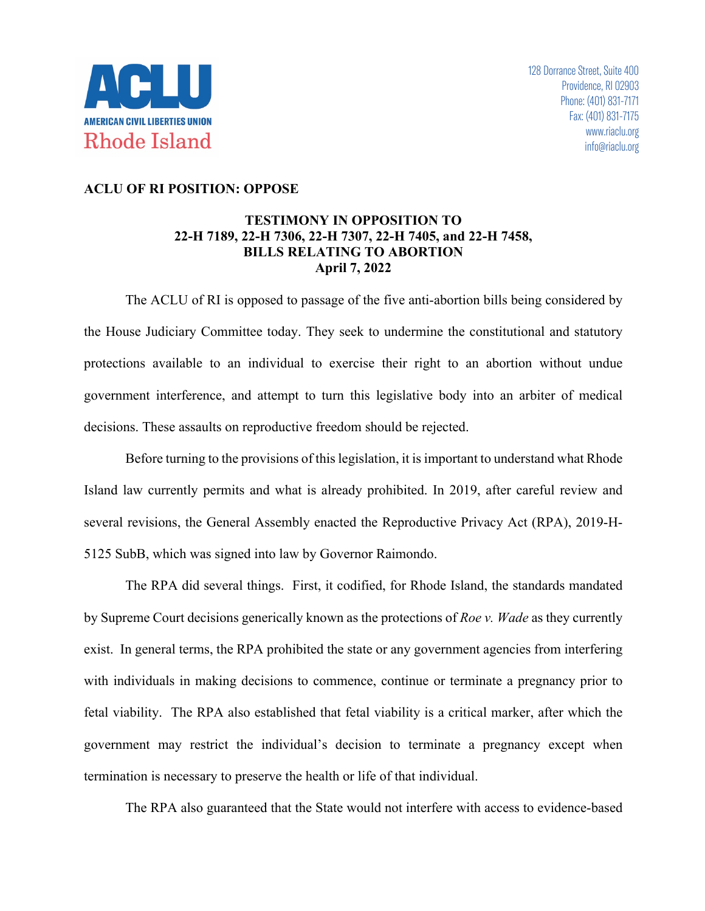**ACLU**

**AMERICAN CIVIL LIBERTIES UNION**

Rhode Island

128 Dorrance Street, Suite 400
Providence, RI 02903
Phone: (401) 831-7171
Fax: (401) 831-7175
www.riaclu.org
info@riaclu.org

**ACLU OF RI POSITION: OPPOSE**

**TESTIMONY IN OPPOSITION TO**
**22-H 7189, 22-H 7306, 22-H 7307, 22-H 7405, and 22-H 7458,**
**BILLS RELATING TO ABORTION**
**April 7, 2022**

The ACLU of RI is opposed to passage of the five anti-abortion bills being considered by the House Judiciary Committee today. They seek to undermine the constitutional and statutory protections available to an individual to exercise their right to an abortion without undue government interference, and attempt to turn this legislative body into an arbiter of medical decisions. These assaults on reproductive freedom should be rejected.

Before turning to the provisions of this legislation, it is important to understand what Rhode Island law currently permits and what is already prohibited. In 2019, after careful review and several revisions, the General Assembly enacted the Reproductive Privacy Act (RPA), 2019-H-5125 SubB, which was signed into law by Governor Raimondo.

The RPA did several things. First, it codified, for Rhode Island, the standards mandated by Supreme Court decisions generically known as the protections of *Roe v. Wade* as they currently exist. In general terms, the RPA prohibited the state or any government agencies from interfering with individuals in making decisions to commence, continue or terminate a pregnancy prior to fetal viability. The RPA also established that fetal viability is a critical marker, after which the government may restrict the individual's decision to terminate a pregnancy except when termination is necessary to preserve the health or life of that individual.

The RPA also guaranteed that the State would not interfere with access to evidence-based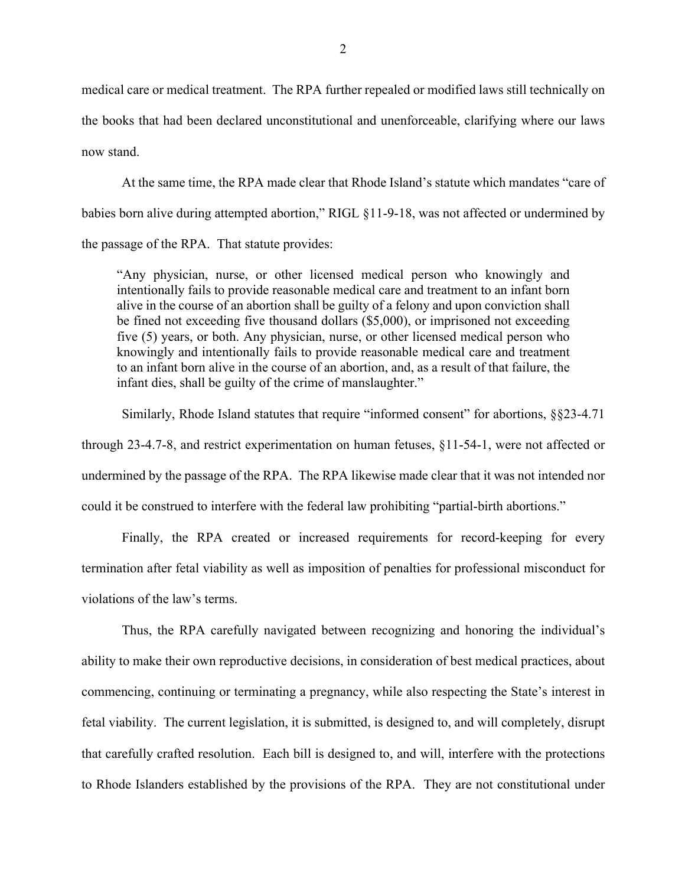medical care or medical treatment. The RPA further repealed or modified laws still technically on the books that had been declared unconstitutional and unenforceable, clarifying where our laws now stand.

At the same time, the RPA made clear that Rhode Island's statute which mandates "care of babies born alive during attempted abortion," RIGL §11-9-18, was not affected or undermined by the passage of the RPA. That statute provides:

> "Any physician, nurse, or other licensed medical person who knowingly and intentionally fails to provide reasonable medical care and treatment to an infant born alive in the course of an abortion shall be guilty of a felony and upon conviction shall be fined not exceeding five thousand dollars ($5,000), or imprisoned not exceeding five (5) years, or both. Any physician, nurse, or other licensed medical person who knowingly and intentionally fails to provide reasonable medical care and treatment to an infant born alive in the course of an abortion, and, as a result of that failure, the infant dies, shall be guilty of the crime of manslaughter."

Similarly, Rhode Island statutes that require "informed consent" for abortions, §§23-4.71 through 23-4.7-8, and restrict experimentation on human fetuses, §11-54-1, were not affected or undermined by the passage of the RPA. The RPA likewise made clear that it was not intended nor could it be construed to interfere with the federal law prohibiting "partial-birth abortions."

Finally, the RPA created or increased requirements for record-keeping for every termination after fetal viability as well as imposition of penalties for professional misconduct for violations of the law's terms.

Thus, the RPA carefully navigated between recognizing and honoring the individual's ability to make their own reproductive decisions, in consideration of best medical practices, about commencing, continuing or terminating a pregnancy, while also respecting the State's interest in fetal viability. The current legislation, it is submitted, is designed to, and will completely, disrupt that carefully crafted resolution. Each bill is designed to, and will, interfere with the protections to Rhode Islanders established by the provisions of the RPA. They are not constitutional under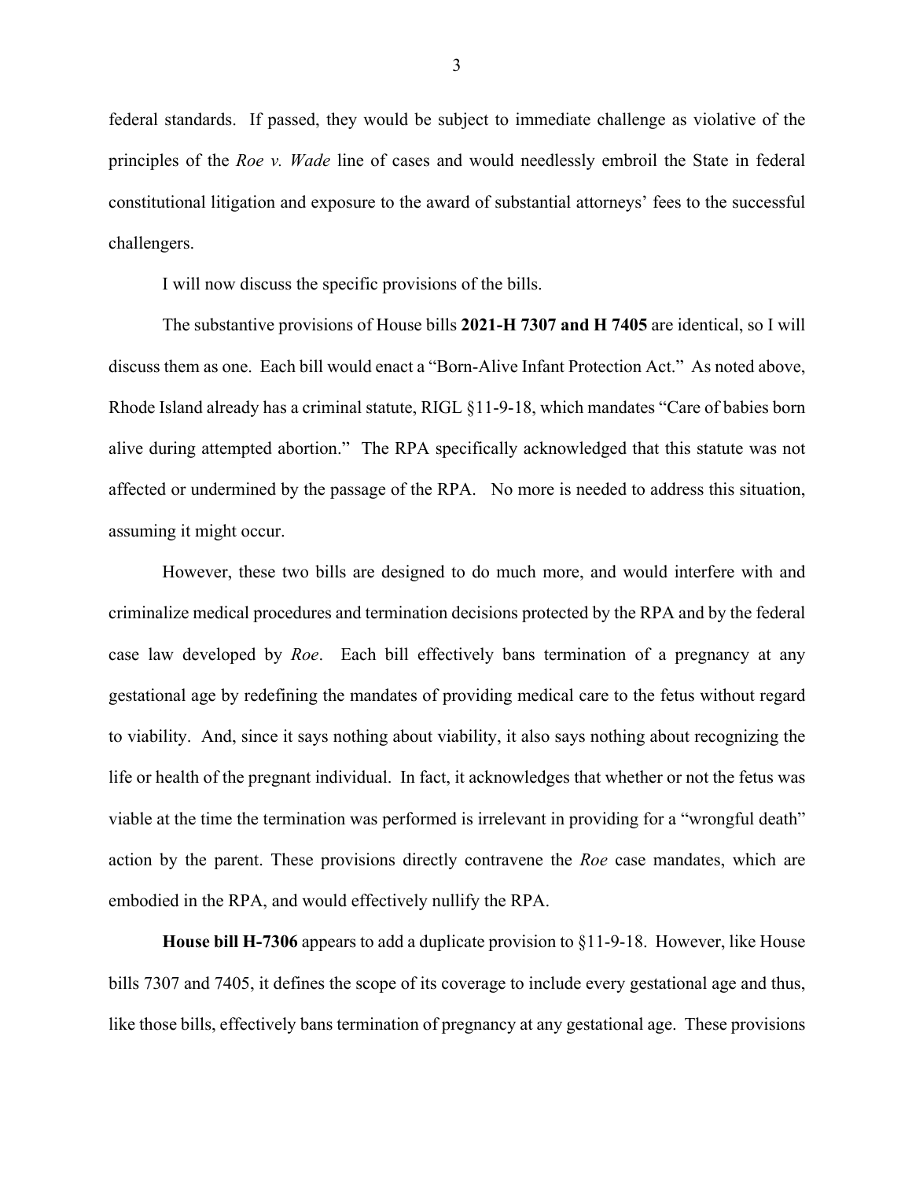federal standards. If passed, they would be subject to immediate challenge as violative of the principles of the *Roe v. Wade* line of cases and would needlessly embroil the State in federal constitutional litigation and exposure to the award of substantial attorneys' fees to the successful challengers.

I will now discuss the specific provisions of the bills.

The substantive provisions of House bills **2021-H 7307 and H 7405** are identical, so I will discuss them as one. Each bill would enact a "Born-Alive Infant Protection Act." As noted above, Rhode Island already has a criminal statute, RIGL §11-9-18, which mandates "Care of babies born alive during attempted abortion." The RPA specifically acknowledged that this statute was not affected or undermined by the passage of the RPA. No more is needed to address this situation, assuming it might occur.

However, these two bills are designed to do much more, and would interfere with and criminalize medical procedures and termination decisions protected by the RPA and by the federal case law developed by *Roe*. Each bill effectively bans termination of a pregnancy at any gestational age by redefining the mandates of providing medical care to the fetus without regard to viability. And, since it says nothing about viability, it also says nothing about recognizing the life or health of the pregnant individual. In fact, it acknowledges that whether or not the fetus was viable at the time the termination was performed is irrelevant in providing for a "wrongful death" action by the parent. These provisions directly contravene the *Roe* case mandates, which are embodied in the RPA, and would effectively nullify the RPA.

**House bill H-7306** appears to add a duplicate provision to §11-9-18. However, like House bills 7307 and 7405, it defines the scope of its coverage to include every gestational age and thus, like those bills, effectively bans termination of pregnancy at any gestational age. These provisions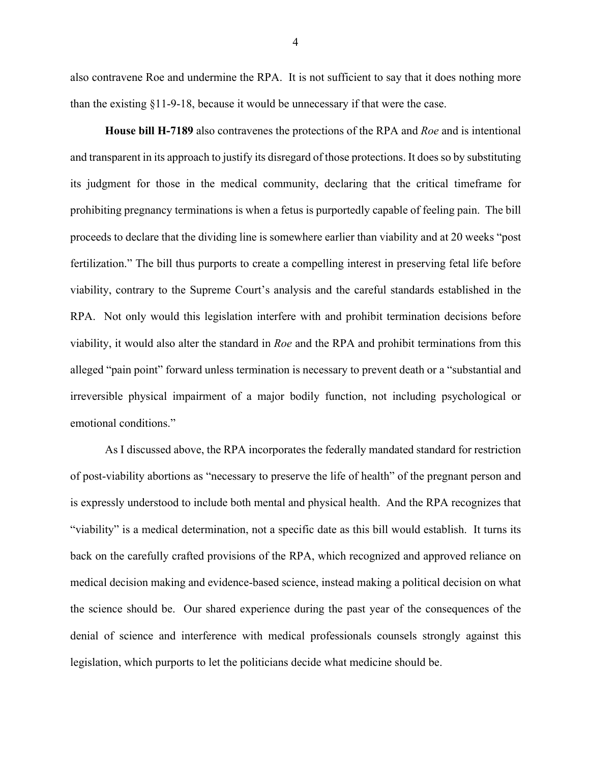also contravene Roe and undermine the RPA. It is not sufficient to say that it does nothing more than the existing §11-9-18, because it would be unnecessary if that were the case.

**House bill H-7189** also contravenes the protections of the RPA and *Roe* and is intentional and transparent in its approach to justify its disregard of those protections. It does so by substituting its judgment for those in the medical community, declaring that the critical timeframe for prohibiting pregnancy terminations is when a fetus is purportedly capable of feeling pain. The bill proceeds to declare that the dividing line is somewhere earlier than viability and at 20 weeks "post fertilization." The bill thus purports to create a compelling interest in preserving fetal life before viability, contrary to the Supreme Court's analysis and the careful standards established in the RPA. Not only would this legislation interfere with and prohibit termination decisions before viability, it would also alter the standard in *Roe* and the RPA and prohibit terminations from this alleged "pain point" forward unless termination is necessary to prevent death or a "substantial and irreversible physical impairment of a major bodily function, not including psychological or emotional conditions."

As I discussed above, the RPA incorporates the federally mandated standard for restriction of post-viability abortions as "necessary to preserve the life of health" of the pregnant person and is expressly understood to include both mental and physical health. And the RPA recognizes that "viability" is a medical determination, not a specific date as this bill would establish. It turns its back on the carefully crafted provisions of the RPA, which recognized and approved reliance on medical decision making and evidence-based science, instead making a political decision on what the science should be. Our shared experience during the past year of the consequences of the denial of science and interference with medical professionals counsels strongly against this legislation, which purports to let the politicians decide what medicine should be.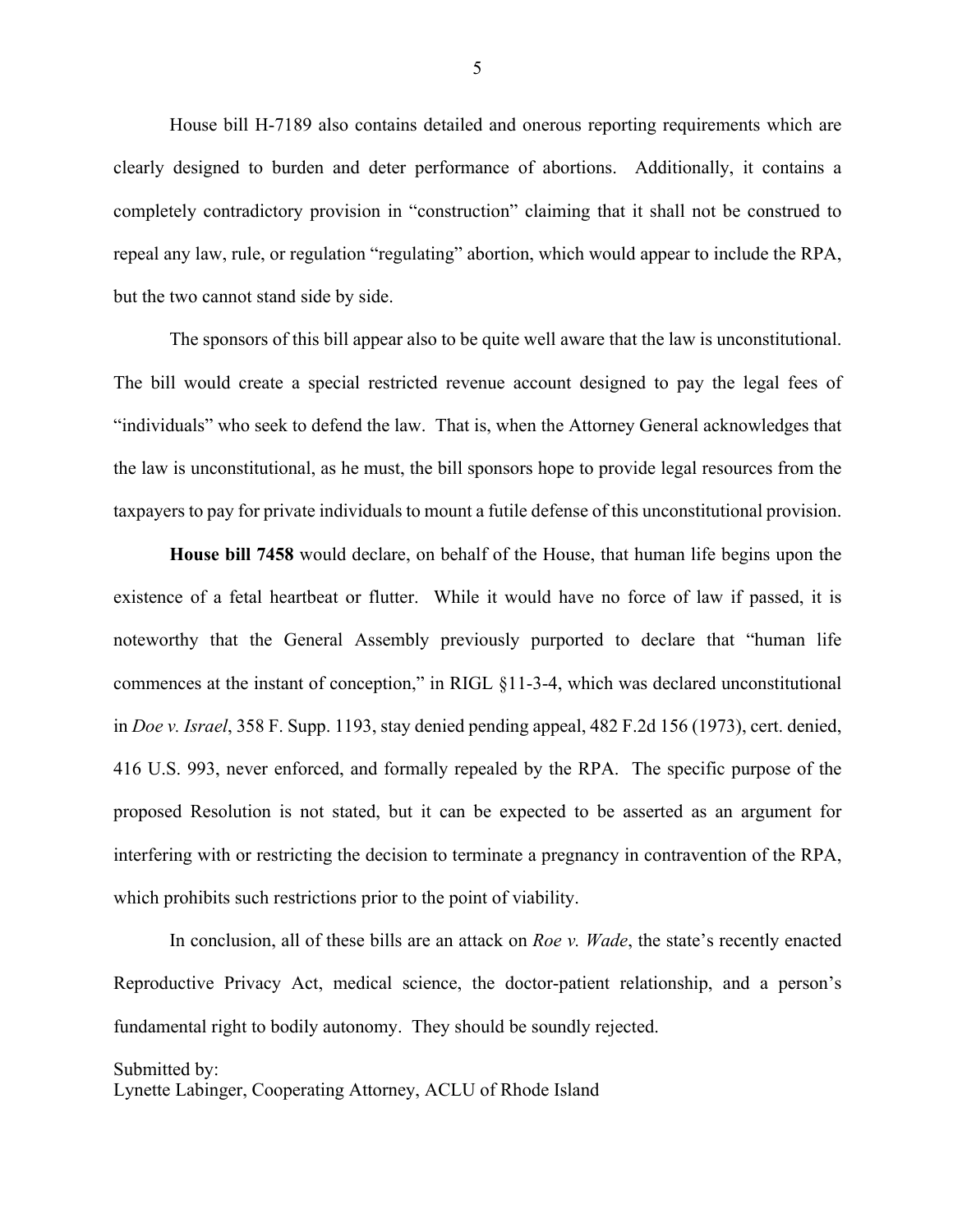House bill H-7189 also contains detailed and onerous reporting requirements which are clearly designed to burden and deter performance of abortions. Additionally, it contains a completely contradictory provision in "construction" claiming that it shall not be construed to repeal any law, rule, or regulation "regulating" abortion, which would appear to include the RPA, but the two cannot stand side by side.

The sponsors of this bill appear also to be quite well aware that the law is unconstitutional. The bill would create a special restricted revenue account designed to pay the legal fees of "individuals" who seek to defend the law. That is, when the Attorney General acknowledges that the law is unconstitutional, as he must, the bill sponsors hope to provide legal resources from the taxpayers to pay for private individuals to mount a futile defense of this unconstitutional provision.

**House bill 7458** would declare, on behalf of the House, that human life begins upon the existence of a fetal heartbeat or flutter. While it would have no force of law if passed, it is noteworthy that the General Assembly previously purported to declare that "human life commences at the instant of conception," in RIGL §11-3-4, which was declared unconstitutional in *Doe v. Israel*, 358 F. Supp. 1193, stay denied pending appeal, 482 F.2d 156 (1973), cert. denied, 416 U.S. 993, never enforced, and formally repealed by the RPA. The specific purpose of the proposed Resolution is not stated, but it can be expected to be asserted as an argument for interfering with or restricting the decision to terminate a pregnancy in contravention of the RPA, which prohibits such restrictions prior to the point of viability.

In conclusion, all of these bills are an attack on *Roe v. Wade*, the state's recently enacted Reproductive Privacy Act, medical science, the doctor-patient relationship, and a person's fundamental right to bodily autonomy. They should be soundly rejected.

Submitted by:
Lynette Labinger, Cooperating Attorney, ACLU of Rhode Island